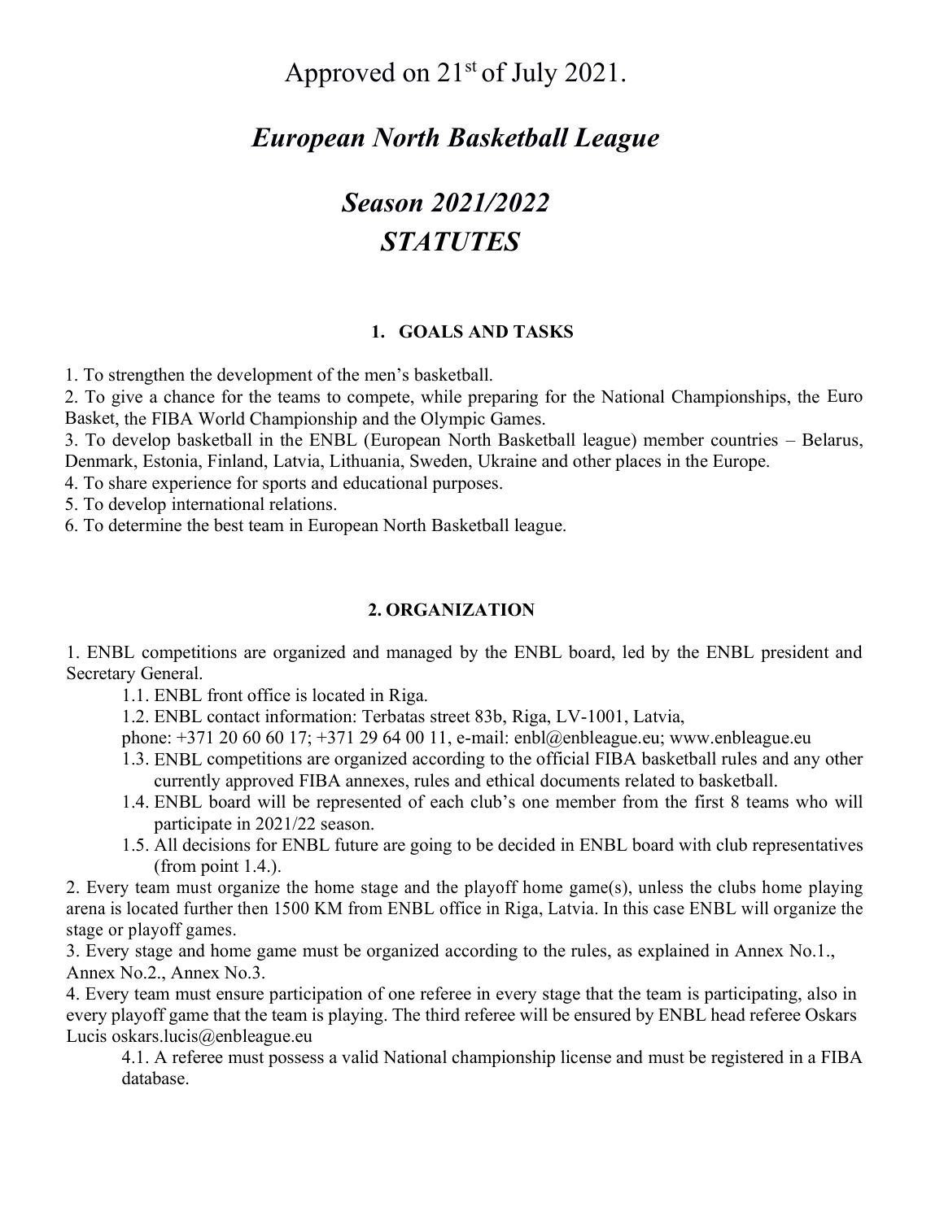Approved on 21st of July 2021.

# *European North Basketball League*

# *Season 2021/2022*
# *STATUTES*

## 1. GOALS AND TASKS

1. To strengthen the development of the men's basketball.
2. To give a chance for the teams to compete, while preparing for the National Championships, the Euro Basket, the FIBA World Championship and the Olympic Games.
3. To develop basketball in the ENBL (European North Basketball league) member countries – Belarus, Denmark, Estonia, Finland, Latvia, Lithuania, Sweden, Ukraine and other places in the Europe.
4. To share experience for sports and educational purposes.
5. To develop international relations.
6. To determine the best team in European North Basketball league.

## 2. ORGANIZATION

1. ENBL competitions are organized and managed by the ENBL board, led by the ENBL president and Secretary General.
    - 1.1. ENBL front office is located in Riga.
    - 1.2. ENBL contact information: Terbatas street 83b, Riga, LV-1001, Latvia, phone: +371 20 60 60 17; +371 29 64 00 11, e-mail: enbl@enbleague.eu; www.enbleague.eu
    - 1.3. ENBL competitions are organized according to the official FIBA basketball rules and any other currently approved FIBA annexes, rules and ethical documents related to basketball.
    - 1.4. ENBL board will be represented of each club's one member from the first 8 teams who will participate in 2021/22 season.
    - 1.5. All decisions for ENBL future are going to be decided in ENBL board with club representatives (from point 1.4.).
2. Every team must organize the home stage and the playoff home game(s), unless the clubs home playing arena is located further then 1500 KM from ENBL office in Riga, Latvia. In this case ENBL will organize the stage or playoff games.
3. Every stage and home game must be organized according to the rules, as explained in Annex No.1., Annex No.2., Annex No.3.
4. Every team must ensure participation of one referee in every stage that the team is participating, also in every playoff game that the team is playing. The third referee will be ensured by ENBL head referee Oskars Lucis oskars.lucis@enbleague.eu
    - 4.1. A referee must possess a valid National championship license and must be registered in a FIBA database.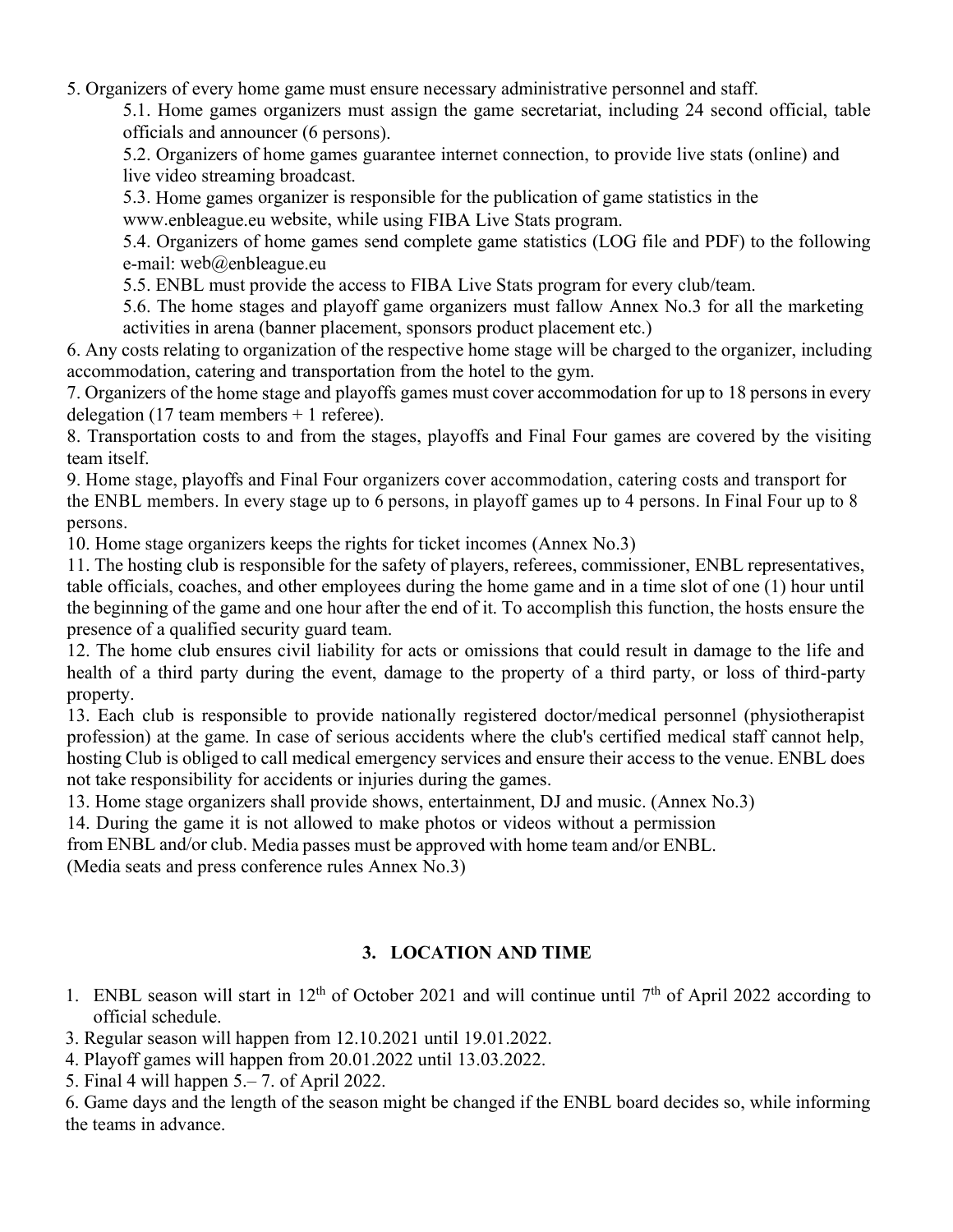5. Organizers of every home game must ensure necessary administrative personnel and staff.

   5.1. Home games organizers must assign the game secretariat, including 24 second official, table officials and announcer (6 persons).

   5.2. Organizers of home games guarantee internet connection, to provide live stats (online) and live video streaming broadcast.

   5.3. Home games organizer is responsible for the publication of game statistics in the www.enbleague.eu website, while using FIBA Live Stats program.

   5.4. Organizers of home games send complete game statistics (LOG file and PDF) to the following e-mail: web@enbleague.eu

   5.5. ENBL must provide the access to FIBA Live Stats program for every club/team.

   5.6. The home stages and playoff game organizers must fallow Annex No.3 for all the marketing activities in arena (banner placement, sponsors product placement etc.)

6. Any costs relating to organization of the respective home stage will be charged to the organizer, including accommodation, catering and transportation from the hotel to the gym.

7. Organizers of the home stage and playoffs games must cover accommodation for up to 18 persons in every delegation (17 team members + 1 referee).

8. Transportation costs to and from the stages, playoffs and Final Four games are covered by the visiting team itself.

9. Home stage, playoffs and Final Four organizers cover accommodation, catering costs and transport for the ENBL members. In every stage up to 6 persons, in playoff games up to 4 persons. In Final Four up to 8 persons.

10. Home stage organizers keeps the rights for ticket incomes (Annex No.3)

11. The hosting club is responsible for the safety of players, referees, commissioner, ENBL representatives, table officials, coaches, and other employees during the home game and in a time slot of one (1) hour until the beginning of the game and one hour after the end of it. To accomplish this function, the hosts ensure the presence of a qualified security guard team.

12. The home club ensures civil liability for acts or omissions that could result in damage to the life and health of a third party during the event, damage to the property of a third party, or loss of third-party property.

13. Each club is responsible to provide nationally registered doctor/medical personnel (physiotherapist profession) at the game. In case of serious accidents where the club's certified medical staff cannot help, hosting Club is obliged to call medical emergency services and ensure their access to the venue. ENBL does not take responsibility for accidents or injuries during the games.

13. Home stage organizers shall provide shows, entertainment, DJ and music. (Annex No.3)

14. During the game it is not allowed to make photos or videos without a permission from ENBL and/or club. Media passes must be approved with home team and/or ENBL. (Media seats and press conference rules Annex No.3)

### 3. LOCATION AND TIME

1. ENBL season will start in 12th of October 2021 and will continue until 7th of April 2022 according to official schedule.

3. Regular season will happen from 12.10.2021 until 19.01.2022.

4. Playoff games will happen from 20.01.2022 until 13.03.2022.

5. Final 4 will happen 5.– 7. of April 2022.

6. Game days and the length of the season might be changed if the ENBL board decides so, while informing the teams in advance.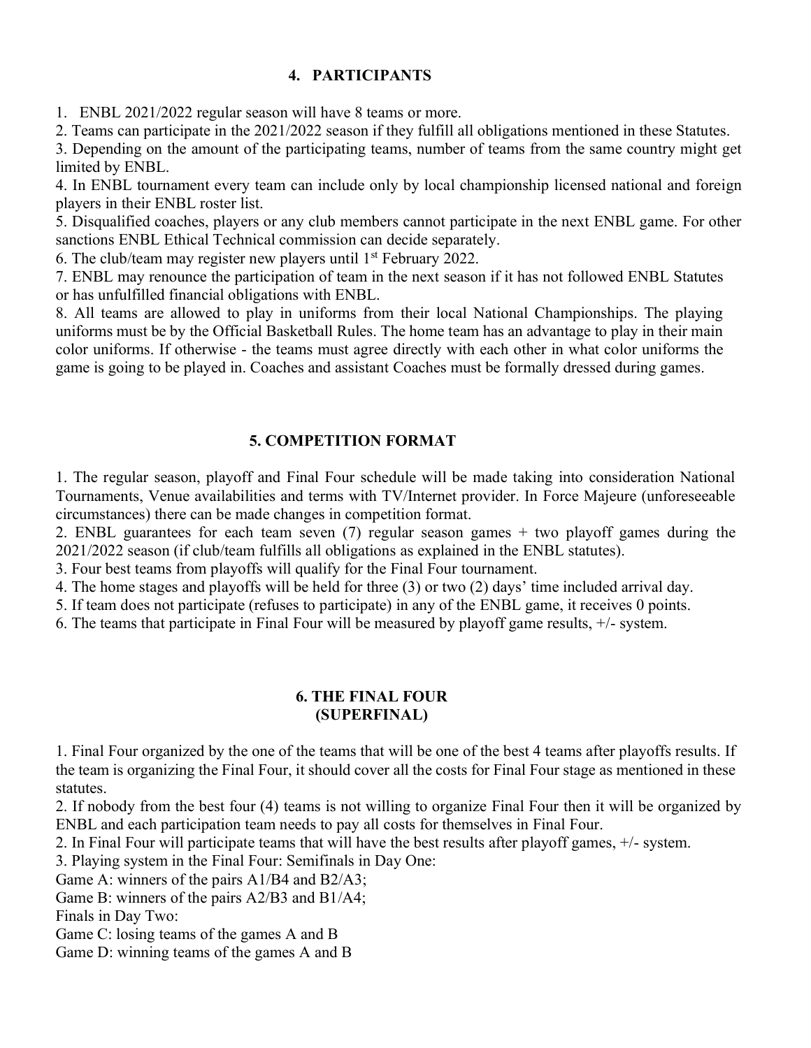## 4. PARTICIPANTS

1. ENBL 2021/2022 regular season will have 8 teams or more.
2. Teams can participate in the 2021/2022 season if they fulfill all obligations mentioned in these Statutes.
3. Depending on the amount of the participating teams, number of teams from the same country might get limited by ENBL.
4. In ENBL tournament every team can include only by local championship licensed national and foreign players in their ENBL roster list.
5. Disqualified coaches, players or any club members cannot participate in the next ENBL game. For other sanctions ENBL Ethical Technical commission can decide separately.
6. The club/team may register new players until 1st February 2022.
7. ENBL may renounce the participation of team in the next season if it has not followed ENBL Statutes or has unfulfilled financial obligations with ENBL.
8. All teams are allowed to play in uniforms from their local National Championships. The playing uniforms must be by the Official Basketball Rules. The home team has an advantage to play in their main color uniforms. If otherwise - the teams must agree directly with each other in what color uniforms the game is going to be played in. Coaches and assistant Coaches must be formally dressed during games.

## 5. COMPETITION FORMAT

1. The regular season, playoff and Final Four schedule will be made taking into consideration National Tournaments, Venue availabilities and terms with TV/Internet provider. In Force Majeure (unforeseeable circumstances) there can be made changes in competition format.
2. ENBL guarantees for each team seven (7) regular season games + two playoff games during the 2021/2022 season (if club/team fulfills all obligations as explained in the ENBL statutes).
3. Four best teams from playoffs will qualify for the Final Four tournament.
4. The home stages and playoffs will be held for three (3) or two (2) days' time included arrival day.
5. If team does not participate (refuses to participate) in any of the ENBL game, it receives 0 points.
6. The teams that participate in Final Four will be measured by playoff game results, +/- system.

## 6. THE FINAL FOUR (SUPERFINAL)

1. Final Four organized by the one of the teams that will be one of the best 4 teams after playoffs results. If the team is organizing the Final Four, it should cover all the costs for Final Four stage as mentioned in these statutes.
2. If nobody from the best four (4) teams is not willing to organize Final Four then it will be organized by ENBL and each participation team needs to pay all costs for themselves in Final Four.
2. In Final Four will participate teams that will have the best results after playoff games, +/- system.
3. Playing system in the Final Four: Semifinals in Day One:

Game A: winners of the pairs A1/B4 and B2/A3;
Game B: winners of the pairs A2/B3 and B1/A4;
Finals in Day Two:
Game C: losing teams of the games A and B
Game D: winning teams of the games A and B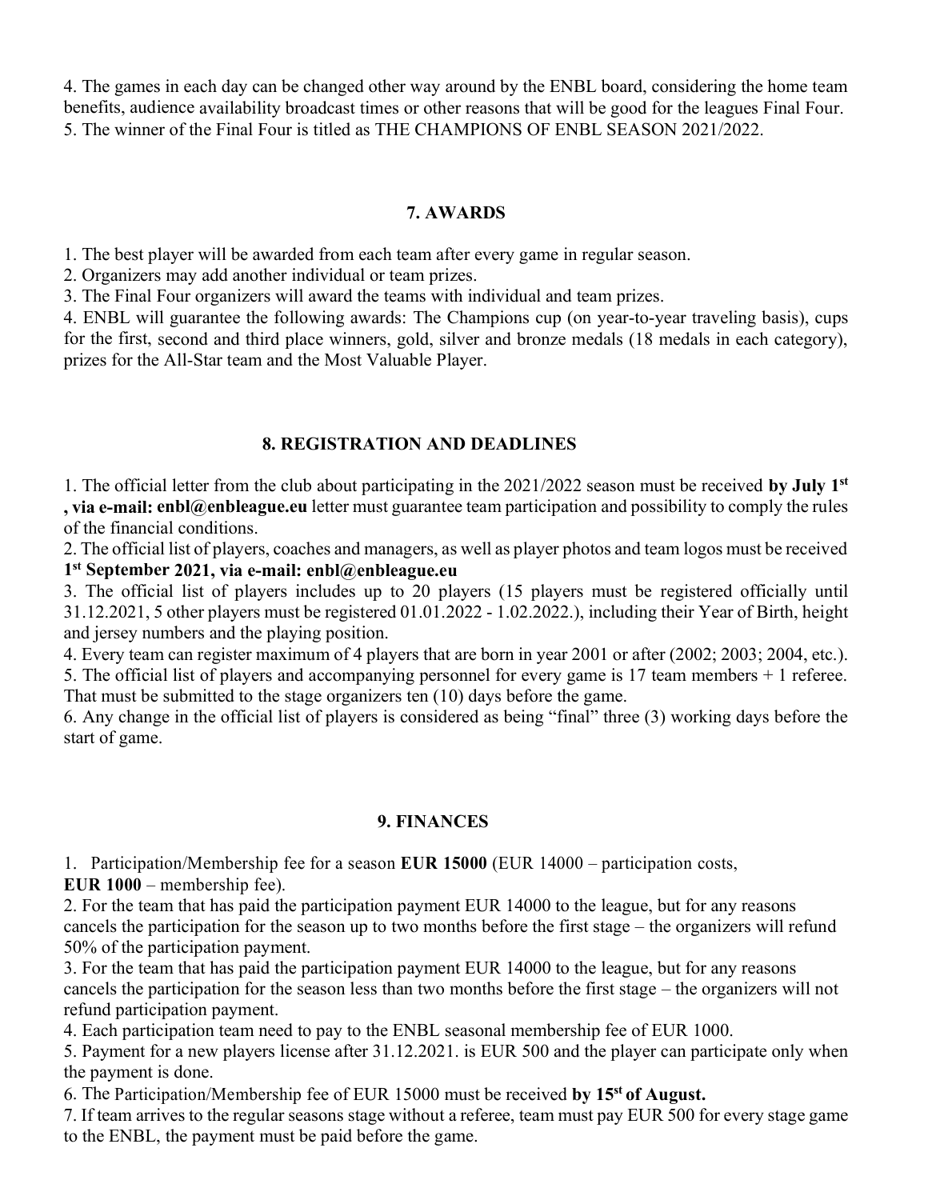4. The games in each day can be changed other way around by the ENBL board, considering the home team benefits, audience availability broadcast times or other reasons that will be good for the leagues Final Four.
5. The winner of the Final Four is titled as THE CHAMPIONS OF ENBL SEASON 2021/2022.

## 7. AWARDS

1. The best player will be awarded from each team after every game in regular season.
2. Organizers may add another individual or team prizes.
3. The Final Four organizers will award the teams with individual and team prizes.
4. ENBL will guarantee the following awards: The Champions cup (on year-to-year traveling basis), cups for the first, second and third place winners, gold, silver and bronze medals (18 medals in each category), prizes for the All-Star team and the Most Valuable Player.

## 8. REGISTRATION AND DEADLINES

1. The official letter from the club about participating in the 2021/2022 season must be received **by July 1st , via e-mail: enbl@enbleague.eu** letter must guarantee team participation and possibility to comply the rules of the financial conditions.
2. The official list of players, coaches and managers, as well as player photos and team logos must be received **1st September 2021, via e-mail: enbl@enbleague.eu**
3. The official list of players includes up to 20 players (15 players must be registered officially until 31.12.2021, 5 other players must be registered 01.01.2022 - 1.02.2022.), including their Year of Birth, height and jersey numbers and the playing position.
4. Every team can register maximum of 4 players that are born in year 2001 or after (2002; 2003; 2004, etc.).
5. The official list of players and accompanying personnel for every game is 17 team members + 1 referee. That must be submitted to the stage organizers ten (10) days before the game.
6. Any change in the official list of players is considered as being "final" three (3) working days before the start of game.

## 9. FINANCES

1. Participation/Membership fee for a season **EUR 15000** (EUR 14000 – participation costs, **EUR 1000** – membership fee).
2. For the team that has paid the participation payment EUR 14000 to the league, but for any reasons cancels the participation for the season up to two months before the first stage – the organizers will refund 50% of the participation payment.
3. For the team that has paid the participation payment EUR 14000 to the league, but for any reasons cancels the participation for the season less than two months before the first stage – the organizers will not refund participation payment.
4. Each participation team need to pay to the ENBL seasonal membership fee of EUR 1000.
5. Payment for a new players license after 31.12.2021. is EUR 500 and the player can participate only when the payment is done.
6. The Participation/Membership fee of EUR 15000 must be received **by 15st of August.**
7. If team arrives to the regular seasons stage without a referee, team must pay EUR 500 for every stage game to the ENBL, the payment must be paid before the game.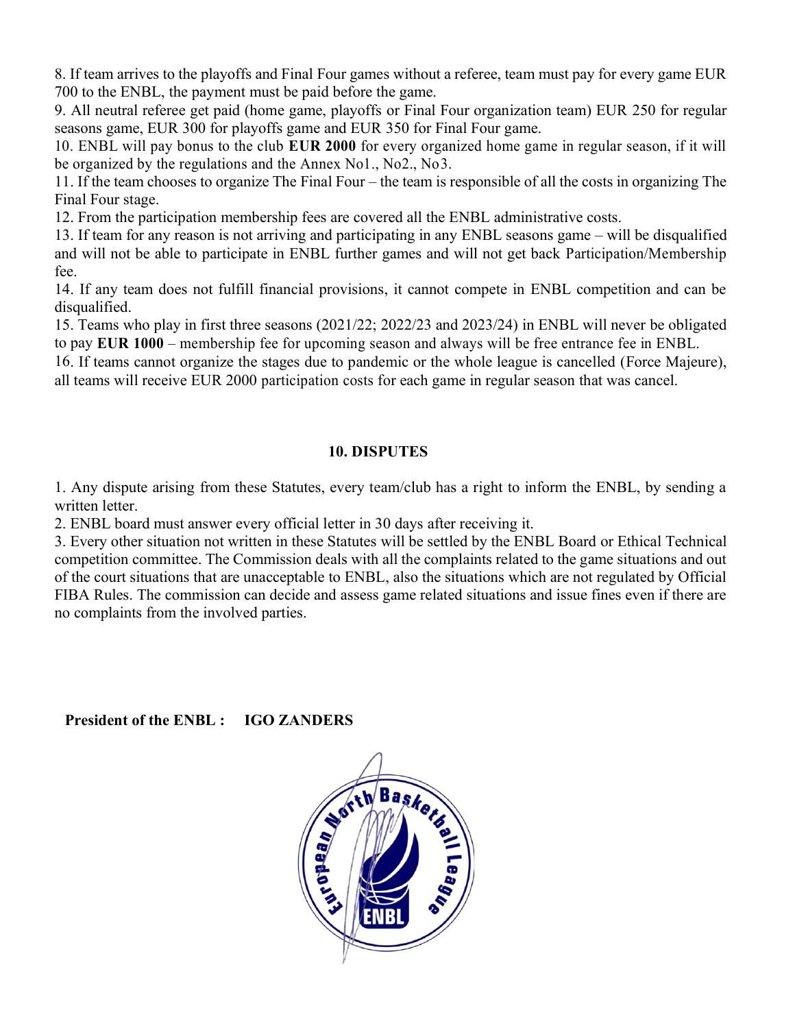8. If team arrives to the playoffs and Final Four games without a referee, team must pay for every game EUR 700 to the ENBL, the payment must be paid before the game.
9. All neutral referee get paid (home game, playoffs or Final Four organization team) EUR 250 for regular seasons game, EUR 300 for playoffs game and EUR 350 for Final Four game.
10. ENBL will pay bonus to the club **EUR 2000** for every organized home game in regular season, if it will be organized by the regulations and the Annex No1., No2., No3.
11. If the team chooses to organize The Final Four – the team is responsible of all the costs in organizing The Final Four stage.
12. From the participation membership fees are covered all the ENBL administrative costs.
13. If team for any reason is not arriving and participating in any ENBL seasons game – will be disqualified and will not be able to participate in ENBL further games and will not get back Participation/Membership fee.
14. If any team does not fulfill financial provisions, it cannot compete in ENBL competition and can be disqualified.
15. Teams who play in first three seasons (2021/22; 2022/23 and 2023/24) in ENBL will never be obligated to pay **EUR 1000** – membership fee for upcoming season and always will be free entrance fee in ENBL.
16. If teams cannot organize the stages due to pandemic or the whole league is cancelled (Force Majeure), all teams will receive EUR 2000 participation costs for each game in regular season that was cancel.

## 10. DISPUTES

1. Any dispute arising from these Statutes, every team/club has a right to inform the ENBL, by sending a written letter.
2. ENBL board must answer every official letter in 30 days after receiving it.
3. Every other situation not written in these Statutes will be settled by the ENBL Board or Ethical Technical competition committee. The Commission deals with all the complaints related to the game situations and out of the court situations that are unacceptable to ENBL, also the situations which are not regulated by Official FIBA Rules. The commission can decide and assess game related situations and issue fines even if there are no complaints from the involved parties.

**President of the ENBL : IGO ZANDERS**

European North Basketball League
ENBL